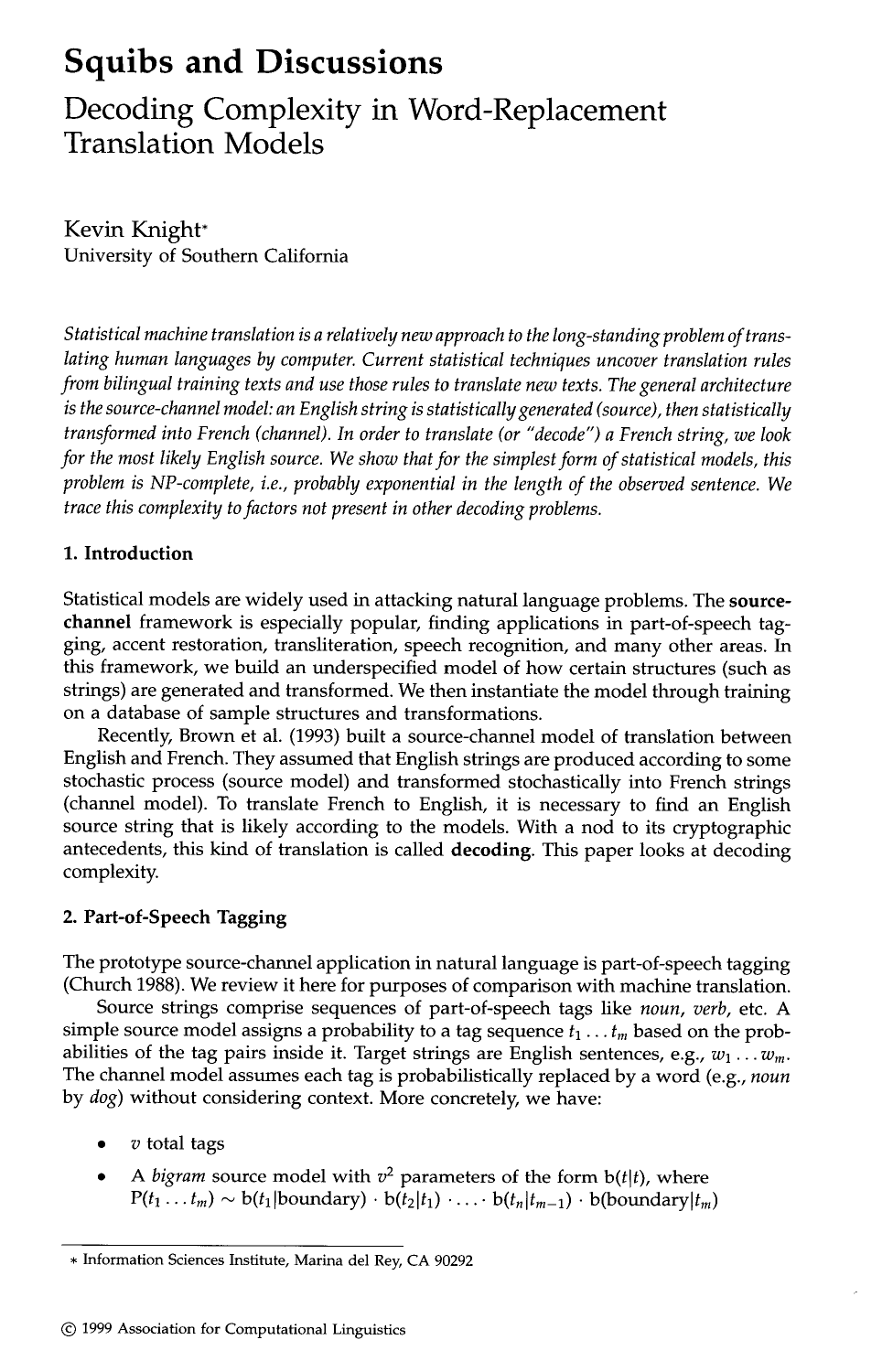# Squibs and Discussions

## Decoding Complexity in Word-Replacement Translation Models

Kevin Knight*
University of Southern California

*Statistical machine translation is a relatively new approach to the long-standing problem of translating human languages by computer. Current statistical techniques uncover translation rules from bilingual training texts and use those rules to translate new texts. The general architecture is the source-channel model: an English string is statistically generated (source), then statistically transformed into French (channel). In order to translate (or "decode") a French string, we look for the most likely English source. We show that for the simplest form of statistical models, this problem is NP-complete, i.e., probably exponential in the length of the observed sentence. We trace this complexity to factors not present in other decoding problems.*

### 1. Introduction

Statistical models are widely used in attacking natural language problems. The **source-channel** framework is especially popular, finding applications in part-of-speech tagging, accent restoration, transliteration, speech recognition, and many other areas. In this framework, we build an underspecified model of how certain structures (such as strings) are generated and transformed. We then instantiate the model through training on a database of sample structures and transformations.

Recently, Brown et al. (1993) built a source-channel model of translation between English and French. They assumed that English strings are produced according to some stochastic process (source model) and transformed stochastically into French strings (channel model). To translate French to English, it is necessary to find an English source string that is likely according to the models. With a nod to its cryptographic antecedents, this kind of translation is called **decoding**. This paper looks at decoding complexity.

### 2. Part-of-Speech Tagging

The prototype source-channel application in natural language is part-of-speech tagging (Church 1988). We review it here for purposes of comparison with machine translation.

Source strings comprise sequences of part-of-speech tags like *noun*, *verb*, etc. A simple source model assigns a probability to a tag sequence $t_1 \dots t_m$ based on the probabilities of the tag pairs inside it. Target strings are English sentences, e.g., $w_1 \dots w_m$. The channel model assumes each tag is probabilistically replaced by a word (e.g., *noun* by *dog*) without considering context. More concretely, we have:

- $v$ total tags
- A *bigram* source model with $v^2$ parameters of the form $b(t|t)$, where $P(t_1 \dots t_m) \sim b(t_1|\text{boundary}) \cdot b(t_2|t_1) \cdot \dots \cdot b(t_n|t_{m-1}) \cdot b(\text{boundary}|t_m)$

---

* Information Sciences Institute, Marina del Rey, CA 90292

© 1999 Association for Computational Linguistics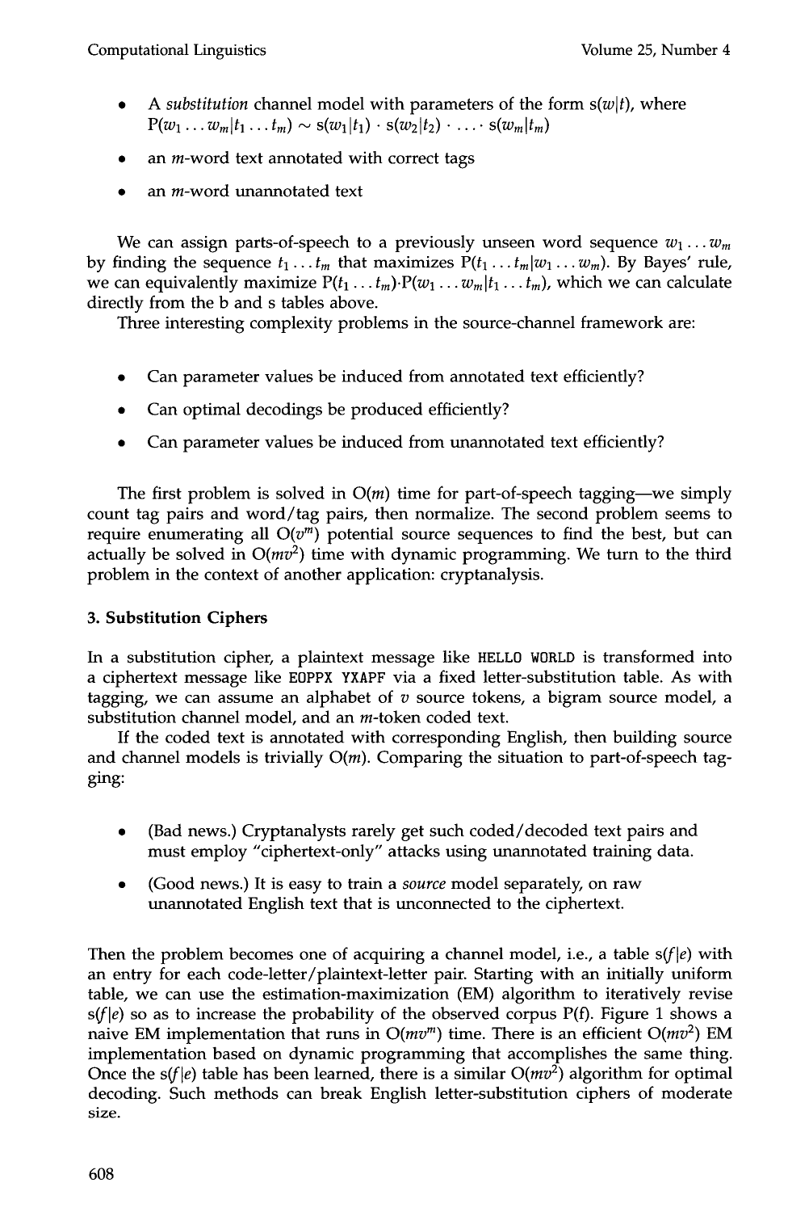- A *substitution* channel model with parameters of the form $s(w|t)$, where $P(w_1 \ldots w_m | t_1 \ldots t_m) \sim s(w_1|t_1) \cdot s(w_2|t_2) \cdot \ldots \cdot s(w_m|t_m)$
- an $m$-word text annotated with correct tags
- an $m$-word unannotated text

We can assign parts-of-speech to a previously unseen word sequence $w_1 \ldots w_m$ by finding the sequence $t_1 \ldots t_m$ that maximizes $P(t_1 \ldots t_m | w_1 \ldots w_m)$. By Bayes' rule, we can equivalently maximize $P(t_1 \ldots t_m) \cdot P(w_1 \ldots w_m | t_1 \ldots t_m)$, which we can calculate directly from the b and s tables above.

Three interesting complexity problems in the source-channel framework are:

- Can parameter values be induced from annotated text efficiently?
- Can optimal decodings be produced efficiently?
- Can parameter values be induced from unannotated text efficiently?

The first problem is solved in $O(m)$ time for part-of-speech tagging—we simply count tag pairs and word/tag pairs, then normalize. The second problem seems to require enumerating all $O(v^m)$ potential source sequences to find the best, but can actually be solved in $O(mv^2)$ time with dynamic programming. We turn to the third problem in the context of another application: cryptanalysis.

## 3. Substitution Ciphers

In a substitution cipher, a plaintext message like `HELLO WORLD` is transformed into a ciphertext message like `EOPPX YXAPF` via a fixed letter-substitution table. As with tagging, we can assume an alphabet of $v$ source tokens, a bigram source model, a substitution channel model, and an $m$-token coded text.

If the coded text is annotated with corresponding English, then building source and channel models is trivially $O(m)$. Comparing the situation to part-of-speech tagging:

- (Bad news.) Cryptanalysts rarely get such coded/decoded text pairs and must employ "ciphertext-only" attacks using unannotated training data.
- (Good news.) It is easy to train a *source* model separately, on raw unannotated English text that is unconnected to the ciphertext.

Then the problem becomes one of acquiring a channel model, i.e., a table $s(f|e)$ with an entry for each code-letter/plaintext-letter pair. Starting with an initially uniform table, we can use the estimation-maximization (EM) algorithm to iteratively revise $s(f|e)$ so as to increase the probability of the observed corpus $P(f)$. Figure 1 shows a naive EM implementation that runs in $O(mv^m)$ time. There is an efficient $O(mv^2)$ EM implementation based on dynamic programming that accomplishes the same thing. Once the $s(f|e)$ table has been learned, there is a similar $O(mv^2)$ algorithm for optimal decoding. Such methods can break English letter-substitution ciphers of moderate size.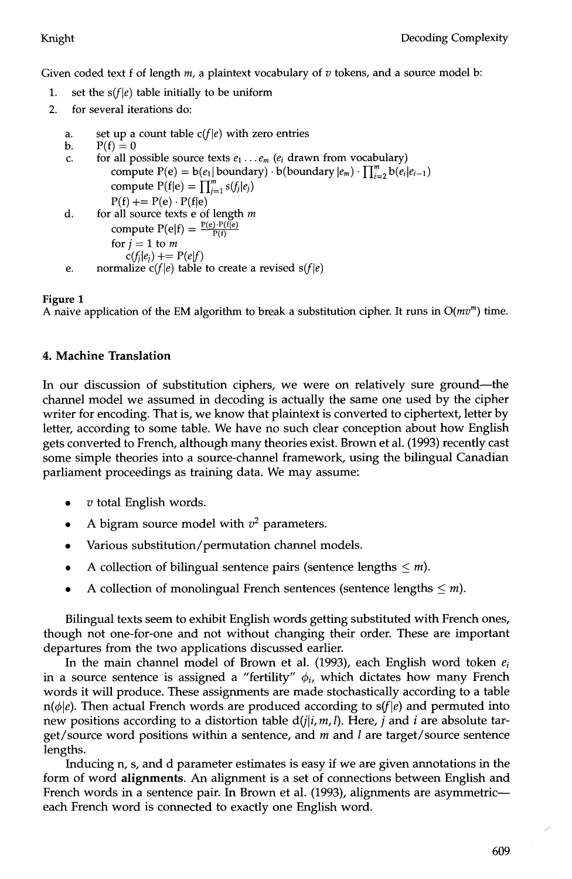Given coded text f of length $m$, a plaintext vocabulary of $v$ tokens, and a source model b:

1. set the s($f|e$) table initially to be uniform
2. for several iterations do:

   a. set up a count table c($f|e$) with zero entries
   
   b. P(f) = 0
   
   c. for all possible source texts $e_1 \ldots e_m$ ($e_i$ drawn from vocabulary)
      compute $\text{P(e)} = \text{b}(e_1|\,\text{boundary}) \cdot \text{b}(\text{boundary}\,|e_m) \cdot \prod_{i=2}^{m} \text{b}(e_i|e_{i-1})$
      compute $\text{P(f|e)} = \prod_{j=1}^{m} \text{s}(f_j|e_j)$
      P(f) += P(e) · P(f|e)
   
   d. for all source texts e of length $m$
      compute $\text{P(e|f)} = \frac{\text{P(e)} \cdot \text{P(f|e)}}{\text{P(f)}}$
      for $j = 1$ to $m$
         c($f_j|e_j$) += P($e|f$)
   
   e. normalize c($f|e$) table to create a revised s($f|e$)

**Figure 1**
A naive application of the EM algorithm to break a substitution cipher. It runs in $O(mv^m)$ time.

## 4. Machine Translation

In our discussion of substitution ciphers, we were on relatively sure ground—the channel model we assumed in decoding is actually the same one used by the cipher writer for encoding. That is, we know that plaintext is converted to ciphertext, letter by letter, according to some table. We have no such clear conception about how English gets converted to French, although many theories exist. Brown et al. (1993) recently cast some simple theories into a source-channel framework, using the bilingual Canadian parliament proceedings as training data. We may assume:

- $v$ total English words.
- A bigram source model with $v^2$ parameters.
- Various substitution/permutation channel models.
- A collection of bilingual sentence pairs (sentence lengths $\leq m$).
- A collection of monolingual French sentences (sentence lengths $\leq m$).

Bilingual texts seem to exhibit English words getting substituted with French ones, though not one-for-one and not without changing their order. These are important departures from the two applications discussed earlier.

In the main channel model of Brown et al. (1993), each English word token $e_i$ in a source sentence is assigned a "fertility" $\phi_i$, which dictates how many French words it will produce. These assignments are made stochastically according to a table n($\phi|e$). Then actual French words are produced according to s($f|e$) and permuted into new positions according to a distortion table d($j|i, m, l$). Here, $j$ and $i$ are absolute target/source word positions within a sentence, and $m$ and $l$ are target/source sentence lengths.

Inducing n, s, and d parameter estimates is easy if we are given annotations in the form of word **alignments**. An alignment is a set of connections between English and French words in a sentence pair. In Brown et al. (1993), alignments are asymmetric—each French word is connected to exactly one English word.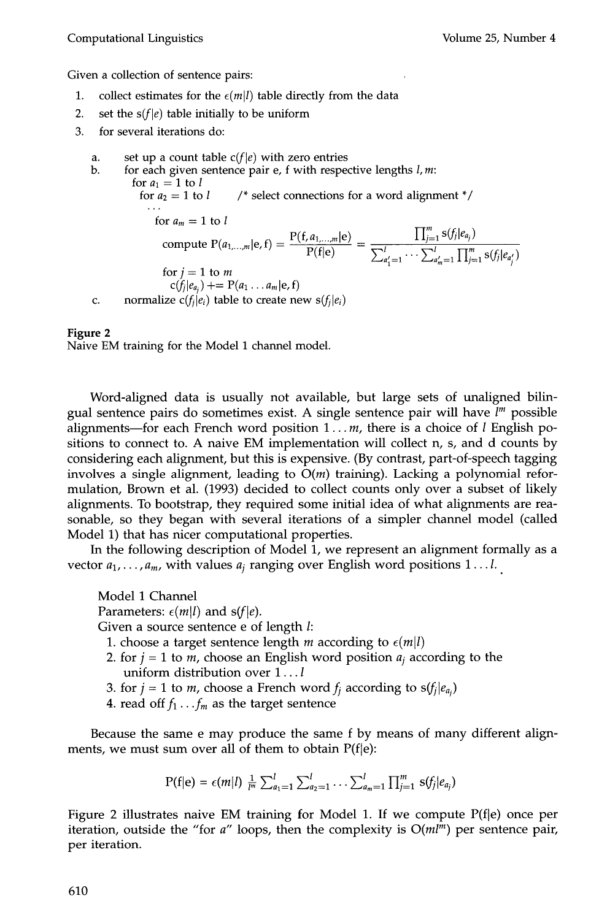Given a collection of sentence pairs:

1. collect estimates for the $\epsilon(m|l)$ table directly from the data
2. set the $s(f|e)$ table initially to be uniform
3. for several iterations do:

   a. set up a count table $c(f|e)$ with zero entries

   b. for each given sentence pair e, f with respective lengths $l, m$:

      for $a_1 = 1$ to $l$

        for $a_2 = 1$ to $l$ /* select connections for a word alignment */

        ...

          for $a_m = 1$ to $l$

            compute $P(a_{1,\ldots,m}|e, f) = \dfrac{P(f, a_{1,\ldots,m}|e)}{P(f|e)} = \dfrac{\prod_{j=1}^{m} s(f_j|e_{a_j})}{\sum_{a'_1=1}^{l} \cdots \sum_{a'_m=1}^{l} \prod_{j=1}^{m} s(f_j|e_{a'_j})}$

            for $j = 1$ to $m$

              $c(f_j|e_{a_j})$ += $P(a_1 \ldots a_m|e, f)$

   c. normalize $c(f_j|e_i)$ table to create new $s(f_j|e_i)$

**Figure 2**
Naive EM training for the Model 1 channel model.

Word-aligned data is usually not available, but large sets of unaligned bilingual sentence pairs do sometimes exist. A single sentence pair will have $l^m$ possible alignments—for each French word position $1 \ldots m$, there is a choice of $l$ English positions to connect to. A naive EM implementation will collect n, s, and d counts by considering each alignment, but this is expensive. (By contrast, part-of-speech tagging involves a single alignment, leading to $O(m)$ training). Lacking a polynomial reformulation, Brown et al. (1993) decided to collect counts only over a subset of likely alignments. To bootstrap, they required some initial idea of what alignments are reasonable, so they began with several iterations of a simpler channel model (called Model 1) that has nicer computational properties.

In the following description of Model 1, we represent an alignment formally as a vector $a_1, \ldots, a_m$, with values $a_j$ ranging over English word positions $1 \ldots l$.

Model 1 Channel
Parameters: $\epsilon(m|l)$ and $s(f|e)$.
Given a source sentence e of length $l$:

1. choose a target sentence length $m$ according to $\epsilon(m|l)$
2. for $j = 1$ to $m$, choose an English word position $a_j$ according to the uniform distribution over $1 \ldots l$
3. for $j = 1$ to $m$, choose a French word $f_j$ according to $s(f_j|e_{a_j})$
4. read off $f_1 \ldots f_m$ as the target sentence

Because the same e may produce the same f by means of many different alignments, we must sum over all of them to obtain P(f|e):

$$P(f|e) = \epsilon(m|l) \ \frac{1}{l^m} \sum_{a_1=1}^{l} \sum_{a_2=1}^{l} \cdots \sum_{a_m=1}^{l} \prod_{j=1}^{m} s(f_j|e_{a_j})$$

Figure 2 illustrates naive EM training for Model 1. If we compute P(f|e) once per iteration, outside the "for a" loops, then the complexity is $O(ml^m)$ per sentence pair, per iteration.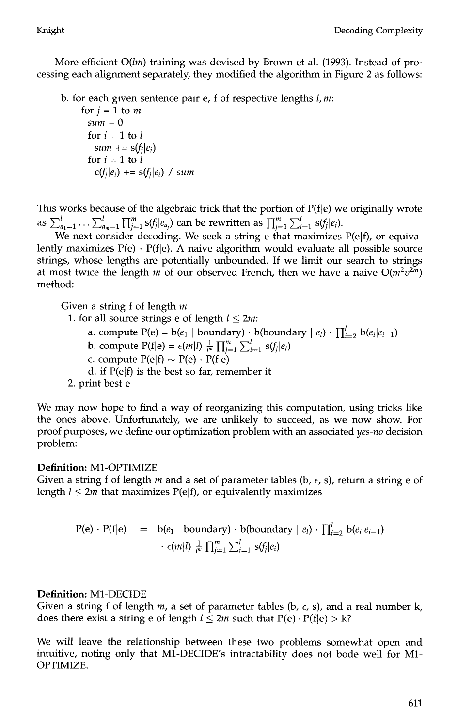More efficient $O(lm)$ training was devised by Brown et al. (1993). Instead of processing each alignment separately, they modified the algorithm in Figure 2 as follows:

```
b. for each given sentence pair e, f of respective lengths l, m:
     for j = 1 to m
       sum = 0
       for i = 1 to l
         sum += s(f_j|e_i)
       for i = 1 to l
         c(f_j|e_i) += s(f_j|e_i) / sum
```

This works because of the algebraic trick that the portion of P(f|e) we originally wrote as $\sum_{a_1=1}^{l} \cdots \sum_{a_m=1}^{l} \prod_{j=1}^{m} s(f_j|e_{a_j})$ can be rewritten as $\prod_{j=1}^{m} \sum_{i=1}^{l} s(f_j|e_i)$.

We next consider decoding. We seek a string e that maximizes P(e|f), or equivalently maximizes P(e) · P(f|e). A naive algorithm would evaluate all possible source strings, whose lengths are potentially unbounded. If we limit our search to strings at most twice the length $m$ of our observed French, then we have a naive $O(m^2 v^{2m})$ method:

Given a string f of length $m$

1. for all source strings e of length $l \leq 2m$:
   a. compute $P(e) = b(e_1 \mid \text{boundary}) \cdot b(\text{boundary} \mid e_l) \cdot \prod_{i=2}^{l} b(e_i|e_{i-1})$
   b. compute $P(f|e) = \epsilon(m|l) \frac{1}{l^m} \prod_{j=1}^{m} \sum_{i=1}^{l} s(f_j|e_i)$
   c. compute $P(e|f) \sim P(e) \cdot P(f|e)$
   d. if P(e|f) is the best so far, remember it
2. print best e

We may now hope to find a way of reorganizing this computation, using tricks like the ones above. Unfortunately, we are unlikely to succeed, as we now show. For proof purposes, we define our optimization problem with an associated *yes-no* decision problem:

**Definition:** M1-OPTIMIZE
Given a string f of length $m$ and a set of parameter tables ($b$, $\epsilon$, $s$), return a string e of length $l \leq 2m$ that maximizes P(e|f), or equivalently maximizes

$$
\begin{aligned}
P(e) \cdot P(f|e) \quad = \quad & b(e_1 \mid \text{boundary}) \cdot b(\text{boundary} \mid e_l) \cdot \prod_{i=2}^{l} b(e_i|e_{i-1}) \\
& \cdot \epsilon(m|l) \frac{1}{l^m} \prod_{j=1}^{m} \sum_{i=1}^{l} s(f_j|e_i)
\end{aligned}
$$

**Definition:** M1-DECIDE
Given a string f of length $m$, a set of parameter tables ($b$, $\epsilon$, $s$), and a real number k, does there exist a string e of length $l \leq 2m$ such that $P(e) \cdot P(f|e) > k$?

We will leave the relationship between these two problems somewhat open and intuitive, noting only that M1-DECIDE's intractability does not bode well for M1-OPTIMIZE.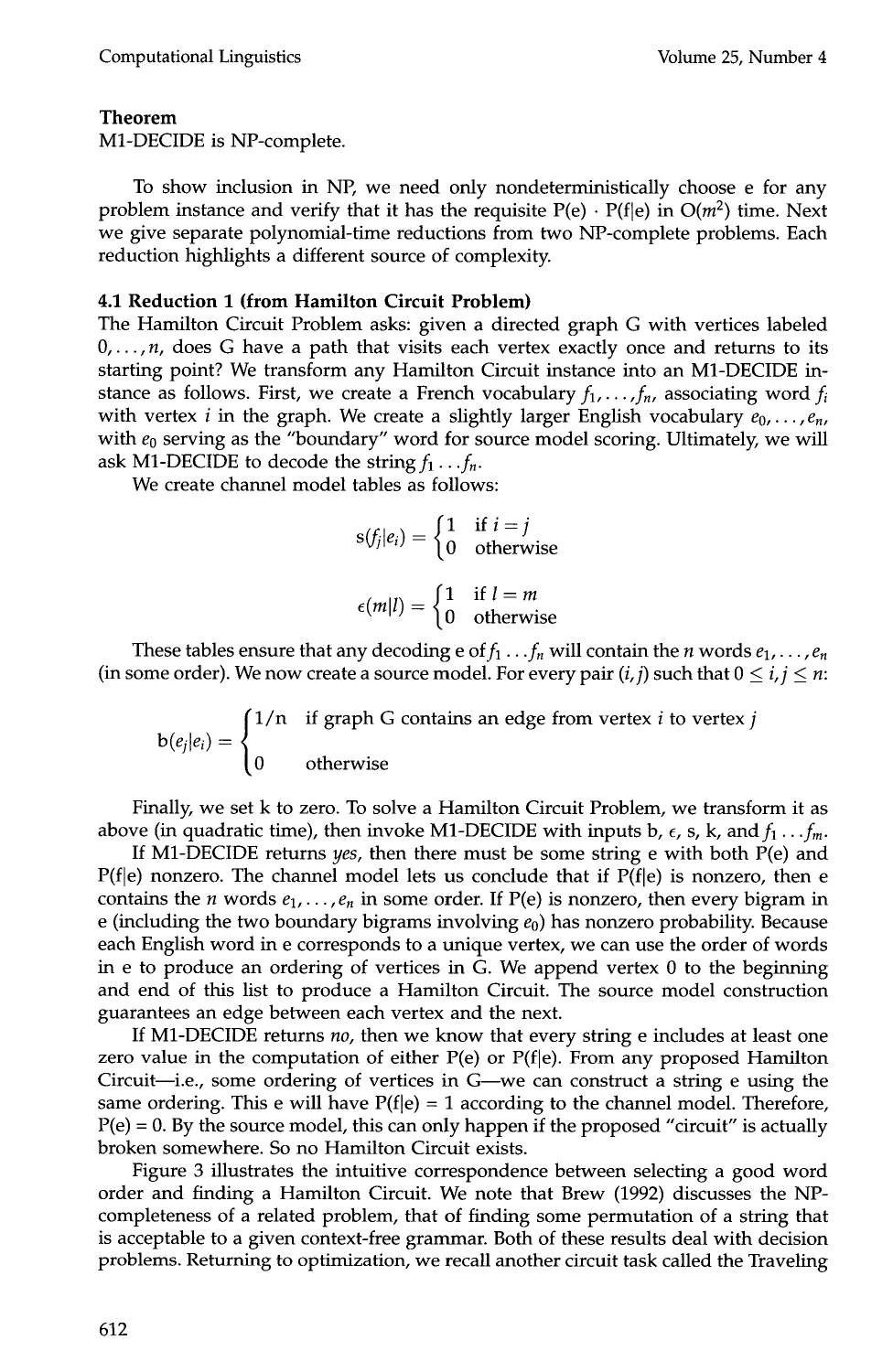**Theorem**
M1-DECIDE is NP-complete.

To show inclusion in NP, we need only nondeterministically choose e for any problem instance and verify that it has the requisite P(e) · P(f|e) in $O(m^2)$ time. Next we give separate polynomial-time reductions from two NP-complete problems. Each reduction highlights a different source of complexity.

### 4.1 Reduction 1 (from Hamilton Circuit Problem)

The Hamilton Circuit Problem asks: given a directed graph G with vertices labeled $0, \ldots, n$, does G have a path that visits each vertex exactly once and returns to its starting point? We transform any Hamilton Circuit instance into an M1-DECIDE instance as follows. First, we create a French vocabulary $f_1, \ldots, f_n$, associating word $f_i$ with vertex $i$ in the graph. We create a slightly larger English vocabulary $e_0, \ldots, e_n$, with $e_0$ serving as the "boundary" word for source model scoring. Ultimately, we will ask M1-DECIDE to decode the string $f_1 \ldots f_n$.

We create channel model tables as follows:

$$s(f_j|e_i) = \begin{cases} 1 & \text{if } i = j \\ 0 & \text{otherwise} \end{cases}$$

$$\epsilon(m|l) = \begin{cases} 1 & \text{if } l = m \\ 0 & \text{otherwise} \end{cases}$$

These tables ensure that any decoding e of $f_1 \ldots f_n$ will contain the $n$ words $e_1, \ldots, e_n$ (in some order). We now create a source model. For every pair $(i, j)$ such that $0 \leq i, j \leq n$:

$$b(e_j|e_i) = \begin{cases} 1/n & \text{if graph G contains an edge from vertex } i \text{ to vertex } j \\ 0 & \text{otherwise} \end{cases}$$

Finally, we set k to zero. To solve a Hamilton Circuit Problem, we transform it as above (in quadratic time), then invoke M1-DECIDE with inputs b, $\epsilon$, s, k, and $f_1 \ldots f_m$.

If M1-DECIDE returns *yes*, then there must be some string e with both P(e) and P(f|e) nonzero. The channel model lets us conclude that if P(f|e) is nonzero, then e contains the $n$ words $e_1, \ldots, e_n$ in some order. If P(e) is nonzero, then every bigram in e (including the two boundary bigrams involving $e_0$) has nonzero probability. Because each English word in e corresponds to a unique vertex, we can use the order of words in e to produce an ordering of vertices in G. We append vertex 0 to the beginning and end of this list to produce a Hamilton Circuit. The source model construction guarantees an edge between each vertex and the next.

If M1-DECIDE returns *no*, then we know that every string e includes at least one zero value in the computation of either P(e) or P(f|e). From any proposed Hamilton Circuit—i.e., some ordering of vertices in G—we can construct a string e using the same ordering. This e will have P(f|e) = 1 according to the channel model. Therefore, P(e) = 0. By the source model, this can only happen if the proposed "circuit" is actually broken somewhere. So no Hamilton Circuit exists.

Figure 3 illustrates the intuitive correspondence between selecting a good word order and finding a Hamilton Circuit. We note that Brew (1992) discusses the NP-completeness of a related problem, that of finding some permutation of a string that is acceptable to a given context-free grammar. Both of these results deal with decision problems. Returning to optimization, we recall another circuit task called the Traveling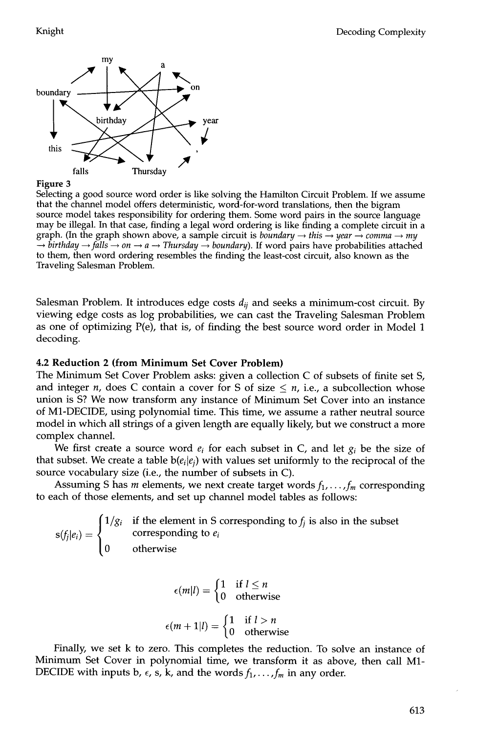**Figure 3**
Selecting a good source word order is like solving the Hamilton Circuit Problem. If we assume that the channel model offers deterministic, word-for-word translations, then the bigram source model takes responsibility for ordering them. Some word pairs in the source language may be illegal. In that case, finding a legal word ordering is like finding a complete circuit in a graph. (In the graph shown above, a sample circuit is *boundary* → *this* → *year* → *comma* → *my* → *birthday* → *falls* → *on* → *a* → *Thursday* → *boundary*). If word pairs have probabilities attached to them, then word ordering resembles the finding the least-cost circuit, also known as the Traveling Salesman Problem.

Salesman Problem. It introduces edge costs $d_{ij}$ and seeks a minimum-cost circuit. By viewing edge costs as log probabilities, we can cast the Traveling Salesman Problem as one of optimizing P(e), that is, of finding the best source word order in Model 1 decoding.

### 4.2 Reduction 2 (from Minimum Set Cover Problem)

The Minimum Set Cover Problem asks: given a collection C of subsets of finite set S, and integer $n$, does C contain a cover for S of size $\leq n$, i.e., a subcollection whose union is S? We now transform any instance of Minimum Set Cover into an instance of M1-DECIDE, using polynomial time. This time, we assume a rather neutral source model in which all strings of a given length are equally likely, but we construct a more complex channel.

We first create a source word $e_i$ for each subset in C, and let $g_i$ be the size of that subset. We create a table $b(e_i|e_j)$ with values set uniformly to the reciprocal of the source vocabulary size (i.e., the number of subsets in C).

Assuming S has $m$ elements, we next create target words $f_1, \ldots, f_m$ corresponding to each of those elements, and set up channel model tables as follows:

$$s(f_j|e_i) = \begin{cases} 1/g_i & \text{if the element in S corresponding to } f_j \text{ is also in the subset corresponding to } e_i \\ 0 & \text{otherwise} \end{cases}$$

$$\epsilon(m|l) = \begin{cases} 1 & \text{if } l \leq n \\ 0 & \text{otherwise} \end{cases}$$

$$\epsilon(m+1|l) = \begin{cases} 1 & \text{if } l > n \\ 0 & \text{otherwise} \end{cases}$$

Finally, we set k to zero. This completes the reduction. To solve an instance of Minimum Set Cover in polynomial time, we transform it as above, then call M1-DECIDE with inputs b, $\epsilon$, s, k, and the words $f_1, \ldots, f_m$ in any order.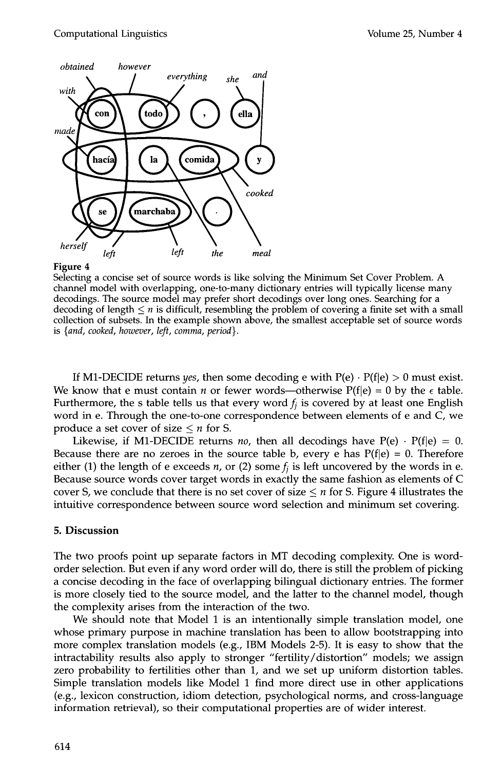Figure 4

Selecting a concise set of source words is like solving the Minimum Set Cover Problem. A channel model with overlapping, one-to-many dictionary entries will typically license many decodings. The source model may prefer short decodings over long ones. Searching for a decoding of length $\leq n$ is difficult, resembling the problem of covering a finite set with a small collection of subsets. In the example shown above, the smallest acceptable set of source words is {*and*, *cooked*, *however*, *left*, *comma*, *period*}.

If M1-DECIDE returns *yes*, then some decoding e with $P(e) \cdot P(f|e) > 0$ must exist. We know that e must contain $n$ or fewer words—otherwise $P(f|e) = 0$ by the $\epsilon$ table. Furthermore, the s table tells us that every word $f_j$ is covered by at least one English word in e. Through the one-to-one correspondence between elements of e and C, we produce a set cover of size $\leq n$ for S.

Likewise, if M1-DECIDE returns *no*, then all decodings have $P(e) \cdot P(f|e) = 0$. Because there are no zeroes in the source table b, every e has $P(f|e) = 0$. Therefore either (1) the length of e exceeds $n$, or (2) some $f_j$ is left uncovered by the words in e. Because source words cover target words in exactly the same fashion as elements of C cover S, we conclude that there is no set cover of size $\leq n$ for S. Figure 4 illustrates the intuitive correspondence between source word selection and minimum set covering.

## 5. Discussion

The two proofs point up separate factors in MT decoding complexity. One is word-order selection. But even if any word order will do, there is still the problem of picking a concise decoding in the face of overlapping bilingual dictionary entries. The former is more closely tied to the source model, and the latter to the channel model, though the complexity arises from the interaction of the two.

We should note that Model 1 is an intentionally simple translation model, one whose primary purpose in machine translation has been to allow bootstrapping into more complex translation models (e.g., IBM Models 2-5). It is easy to show that the intractability results also apply to stronger "fertility/distortion" models; we assign zero probability to fertilities other than 1, and we set up uniform distortion tables. Simple translation models like Model 1 find more direct use in other applications (e.g., lexicon construction, idiom detection, psychological norms, and cross-language information retrieval), so their computational properties are of wider interest.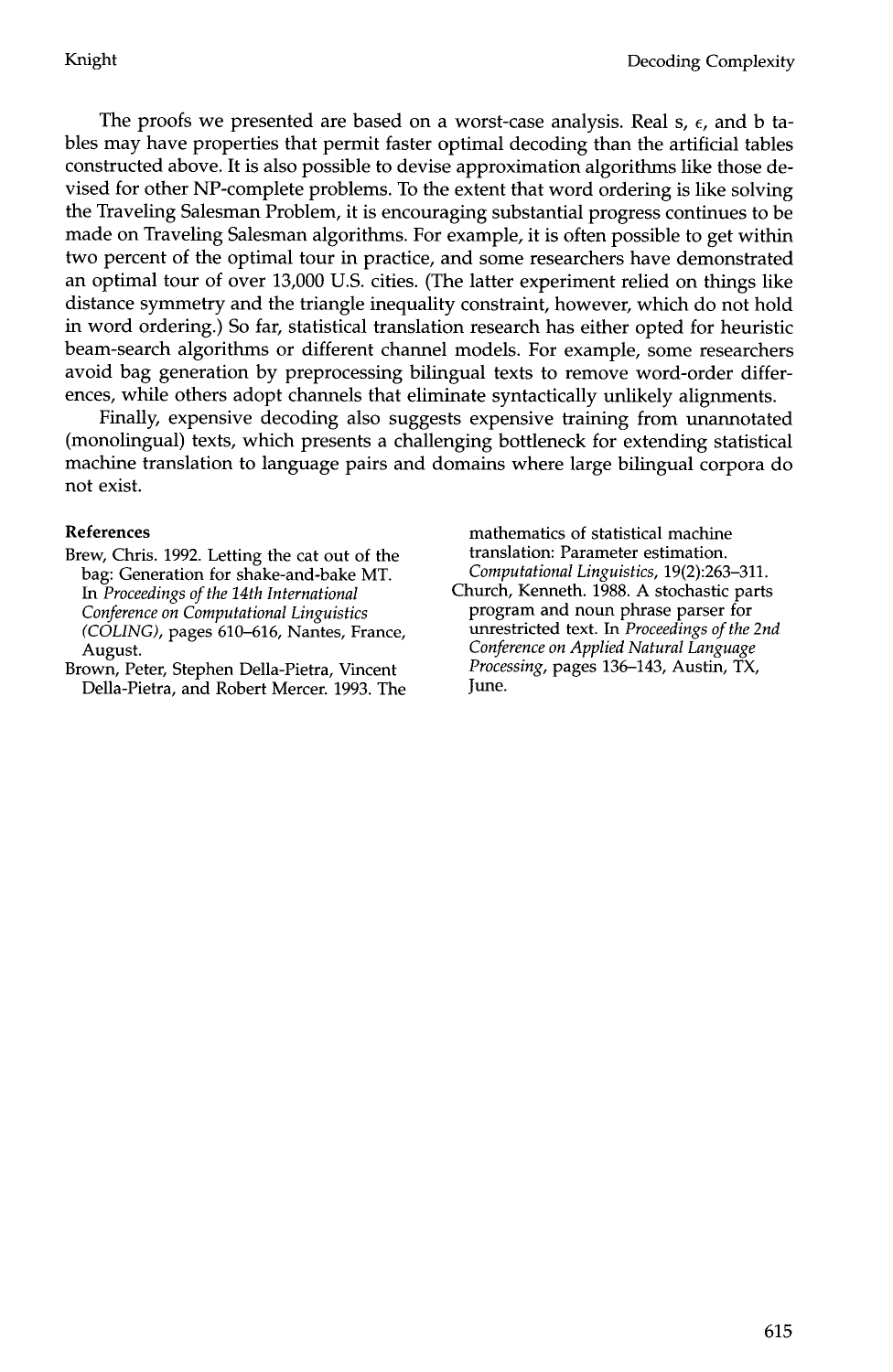The proofs we presented are based on a worst-case analysis. Real s, $\epsilon$, and b tables may have properties that permit faster optimal decoding than the artificial tables constructed above. It is also possible to devise approximation algorithms like those devised for other NP-complete problems. To the extent that word ordering is like solving the Traveling Salesman Problem, it is encouraging substantial progress continues to be made on Traveling Salesman algorithms. For example, it is often possible to get within two percent of the optimal tour in practice, and some researchers have demonstrated an optimal tour of over 13,000 U.S. cities. (The latter experiment relied on things like distance symmetry and the triangle inequality constraint, however, which do not hold in word ordering.) So far, statistical translation research has either opted for heuristic beam-search algorithms or different channel models. For example, some researchers avoid bag generation by preprocessing bilingual texts to remove word-order differences, while others adopt channels that eliminate syntactically unlikely alignments.

Finally, expensive decoding also suggests expensive training from unannotated (monolingual) texts, which presents a challenging bottleneck for extending statistical machine translation to language pairs and domains where large bilingual corpora do not exist.

## References

Brew, Chris. 1992. Letting the cat out of the bag: Generation for shake-and-bake MT. In *Proceedings of the 14th International Conference on Computational Linguistics (COLING)*, pages 610–616, Nantes, France, August.

Brown, Peter, Stephen Della-Pietra, Vincent Della-Pietra, and Robert Mercer. 1993. The mathematics of statistical machine translation: Parameter estimation. *Computational Linguistics*, 19(2):263–311.

Church, Kenneth. 1988. A stochastic parts program and noun phrase parser for unrestricted text. In *Proceedings of the 2nd Conference on Applied Natural Language Processing*, pages 136–143, Austin, TX, June.